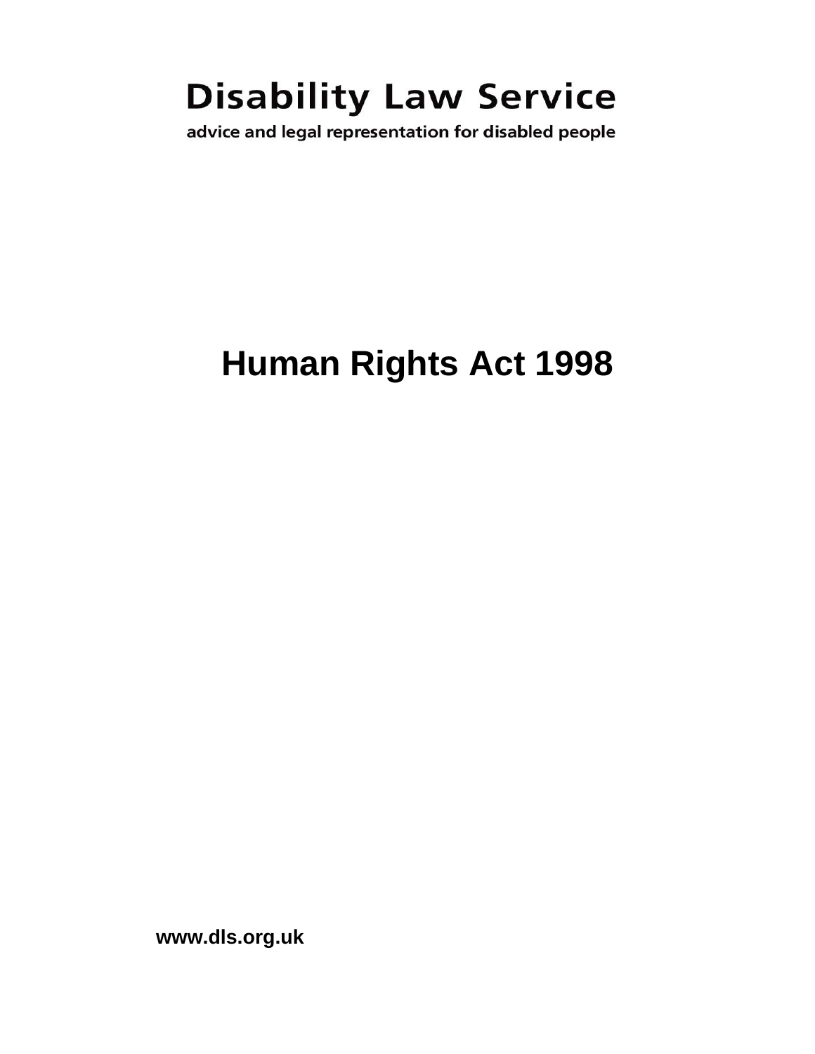**Disability Law Service**

advice and legal representation for disabled people

# Human Rights Act 1998

**www.dls.org.uk**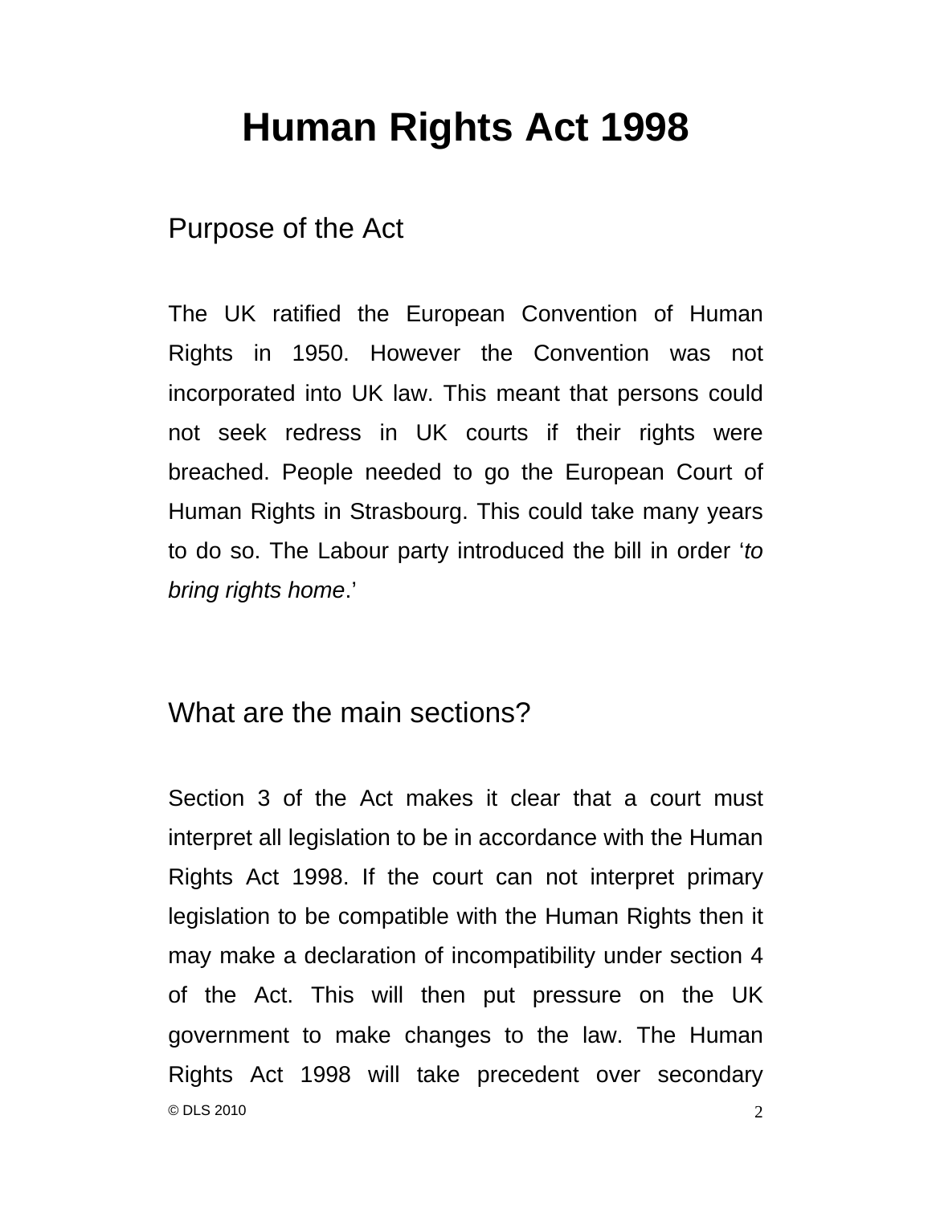# Human Rights Act 1998

## Purpose of the Act

The UK ratified the European Convention of Human Rights in 1950. However the Convention was not incorporated into UK law. This meant that persons could not seek redress in UK courts if their rights were breached. People needed to go the European Court of Human Rights in Strasbourg. This could take many years to do so. The Labour party introduced the bill in order '*to bring rights home*.'

## What are the main sections?

Section 3 of the Act makes it clear that a court must interpret all legislation to be in accordance with the Human Rights Act 1998. If the court can not interpret primary legislation to be compatible with the Human Rights then it may make a declaration of incompatibility under section 4 of the Act. This will then put pressure on the UK government to make changes to the law. The Human Rights Act 1998 will take precedent over secondary

© DLS 2010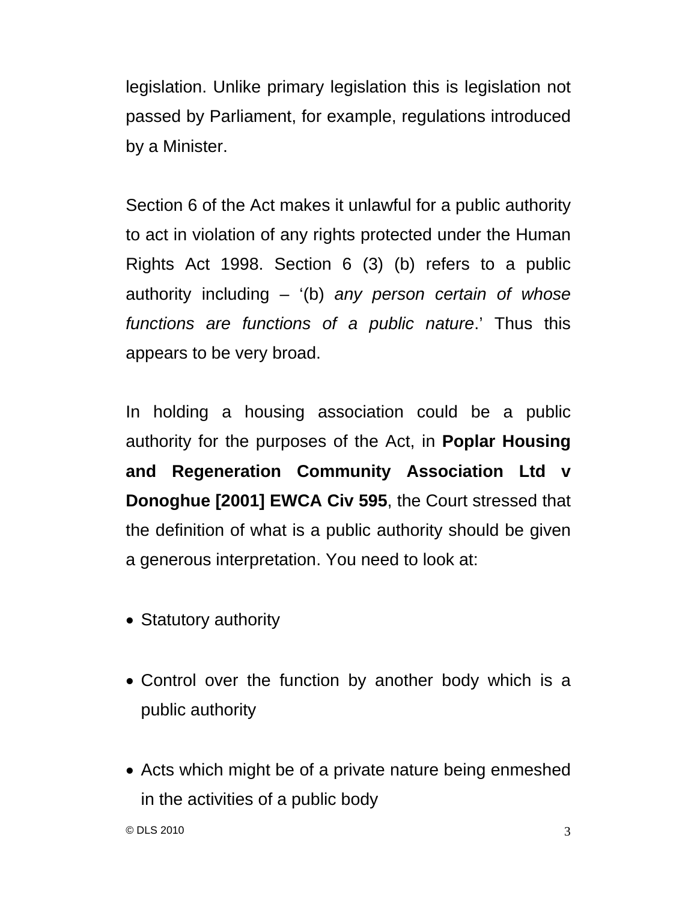legislation. Unlike primary legislation this is legislation not passed by Parliament, for example, regulations introduced by a Minister.

Section 6 of the Act makes it unlawful for a public authority to act in violation of any rights protected under the Human Rights Act 1998. Section 6 (3) (b) refers to a public authority including – '(b) *any person certain of whose functions are functions of a public nature*.' Thus this appears to be very broad.

In holding a housing association could be a public authority for the purposes of the Act, in **Poplar Housing and Regeneration Community Association Ltd v Donoghue [2001] EWCA Civ 595**, the Court stressed that the definition of what is a public authority should be given a generous interpretation. You need to look at:

- Statutory authority
- Control over the function by another body which is a public authority
- Acts which might be of a private nature being enmeshed in the activities of a public body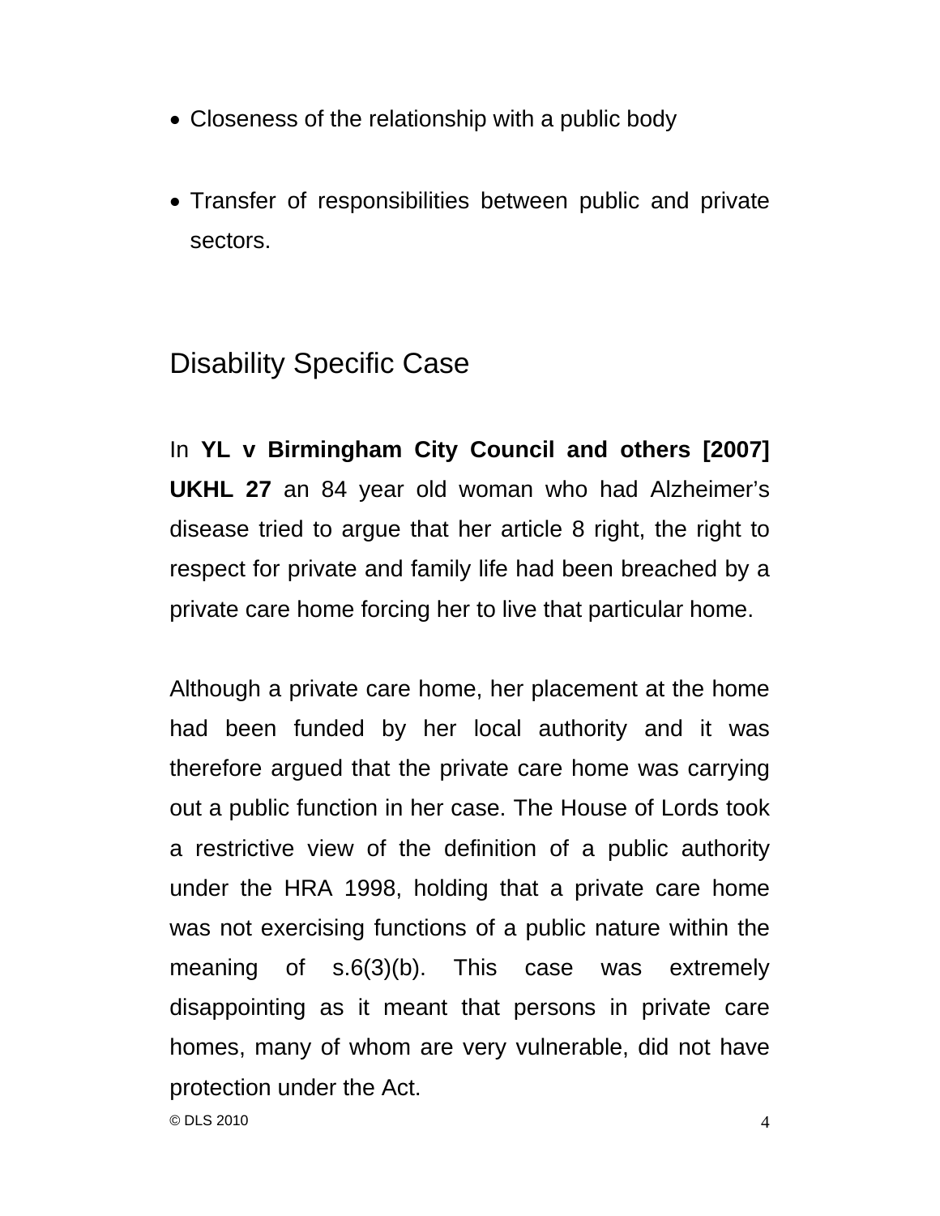- Closeness of the relationship with a public body
- Transfer of responsibilities between public and private sectors.

## Disability Specific Case

In **YL v Birmingham City Council and others [2007] UKHL 27** an 84 year old woman who had Alzheimer's disease tried to argue that her article 8 right, the right to respect for private and family life had been breached by a private care home forcing her to live that particular home.

Although a private care home, her placement at the home had been funded by her local authority and it was therefore argued that the private care home was carrying out a public function in her case. The House of Lords took a restrictive view of the definition of a public authority under the HRA 1998, holding that a private care home was not exercising functions of a public nature within the meaning of s.6(3)(b). This case was extremely disappointing as it meant that persons in private care homes, many of whom are very vulnerable, did not have protection under the Act.

© DLS 2010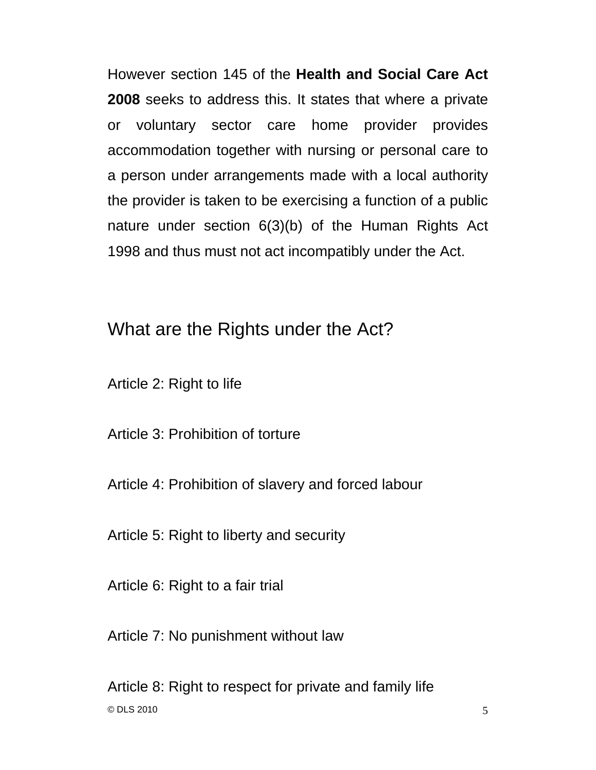However section 145 of the **Health and Social Care Act 2008** seeks to address this. It states that where a private or voluntary sector care home provider provides accommodation together with nursing or personal care to a person under arrangements made with a local authority the provider is taken to be exercising a function of a public nature under section 6(3)(b) of the Human Rights Act 1998 and thus must not act incompatibly under the Act.

## What are the Rights under the Act?

Article 2: Right to life

Article 3: Prohibition of torture

Article 4: Prohibition of slavery and forced labour

Article 5: Right to liberty and security

Article 6: Right to a fair trial

Article 7: No punishment without law

Article 8: Right to respect for private and family life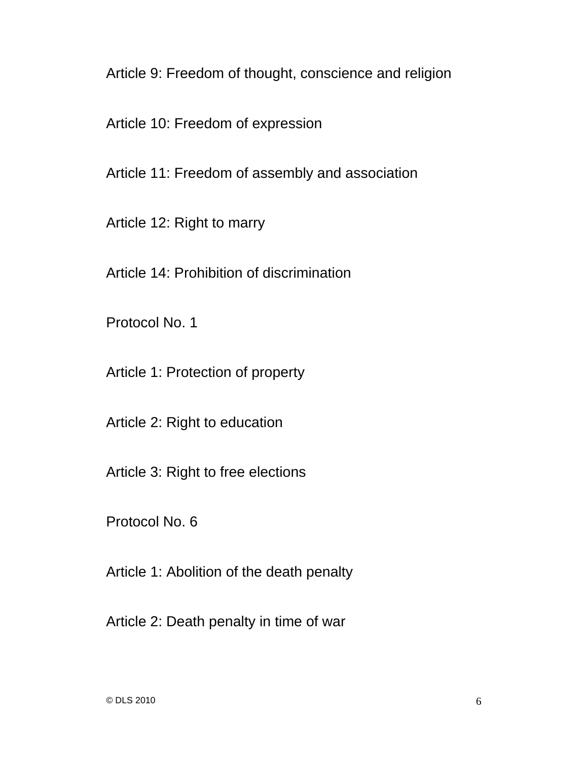Article 9: Freedom of thought, conscience and religion

Article 10: Freedom of expression

Article 11: Freedom of assembly and association

Article 12: Right to marry

Article 14: Prohibition of discrimination

Protocol No. 1

Article 1: Protection of property

Article 2: Right to education

Article 3: Right to free elections

Protocol No. 6

Article 1: Abolition of the death penalty

Article 2: Death penalty in time of war

© DLS 2010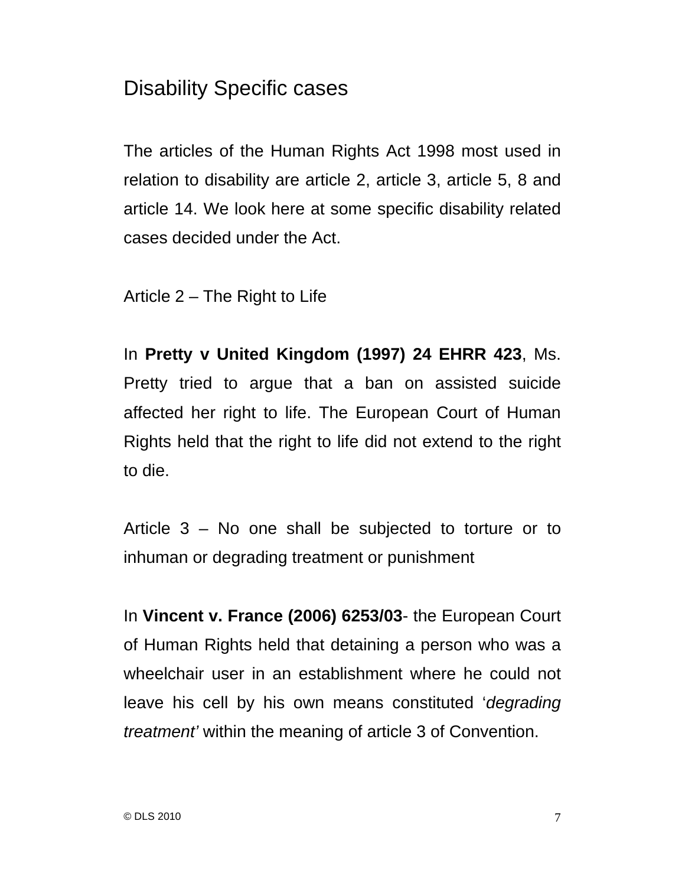## Disability Specific cases

The articles of the Human Rights Act 1998 most used in relation to disability are article 2, article 3, article 5, 8 and article 14. We look here at some specific disability related cases decided under the Act.

Article 2 – The Right to Life

In **Pretty v United Kingdom (1997) 24 EHRR 423**, Ms. Pretty tried to argue that a ban on assisted suicide affected her right to life. The European Court of Human Rights held that the right to life did not extend to the right to die.

Article 3 – No one shall be subjected to torture or to inhuman or degrading treatment or punishment

In **Vincent v. France (2006) 6253/03**- the European Court of Human Rights held that detaining a person who was a wheelchair user in an establishment where he could not leave his cell by his own means constituted '*degrading treatment'* within the meaning of article 3 of Convention.

© DLS 2010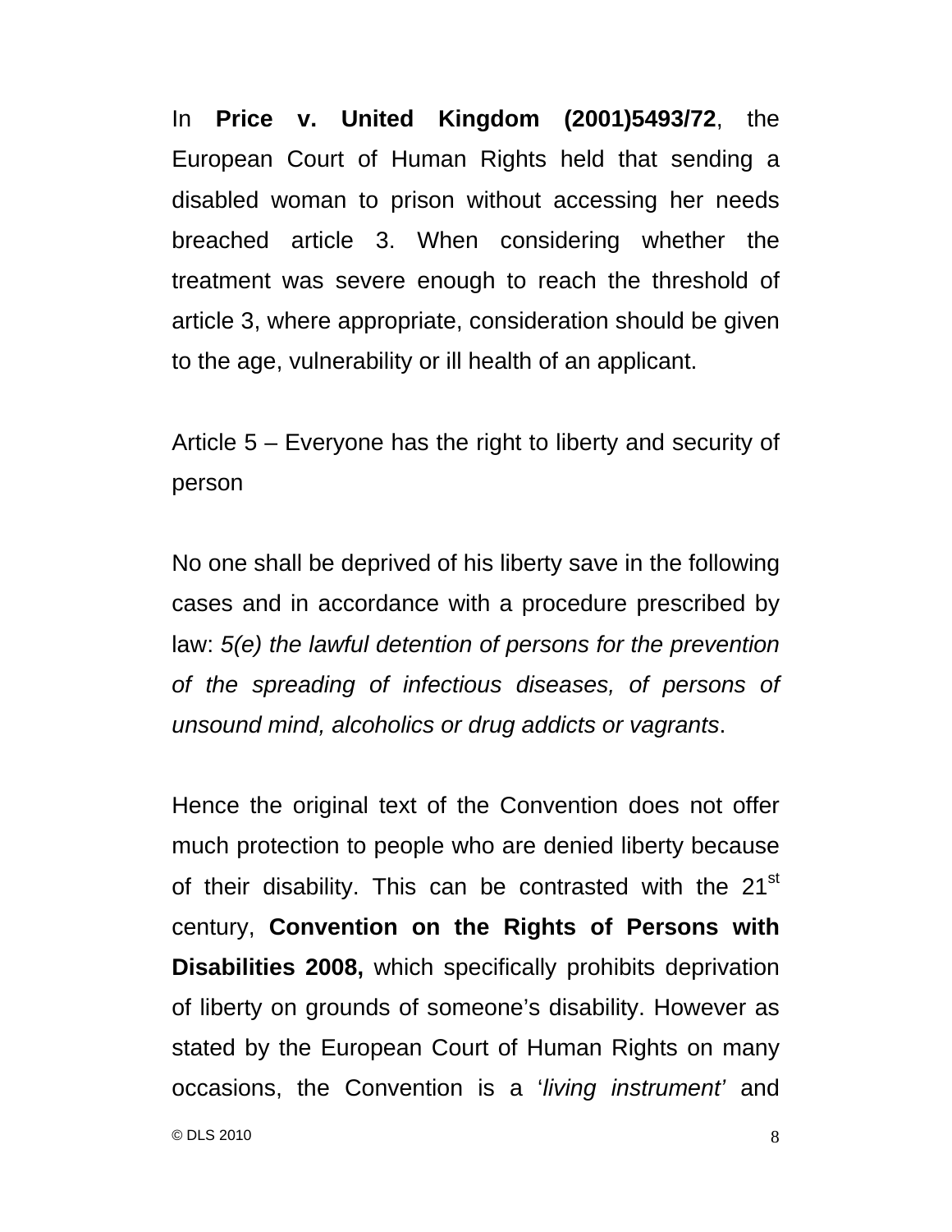In **Price v. United Kingdom (2001)5493/72**, the European Court of Human Rights held that sending a disabled woman to prison without accessing her needs breached article 3. When considering whether the treatment was severe enough to reach the threshold of article 3, where appropriate, consideration should be given to the age, vulnerability or ill health of an applicant.

Article 5 – Everyone has the right to liberty and security of person

No one shall be deprived of his liberty save in the following cases and in accordance with a procedure prescribed by law: *5(e) the lawful detention of persons for the prevention of the spreading of infectious diseases, of persons of unsound mind, alcoholics or drug addicts or vagrants*.

Hence the original text of the Convention does not offer much protection to people who are denied liberty because of their disability. This can be contrasted with the 21st century, **Convention on the Rights of Persons with Disabilities 2008,** which specifically prohibits deprivation of liberty on grounds of someone's disability. However as stated by the European Court of Human Rights on many occasions, the Convention is a '*living instrument*' and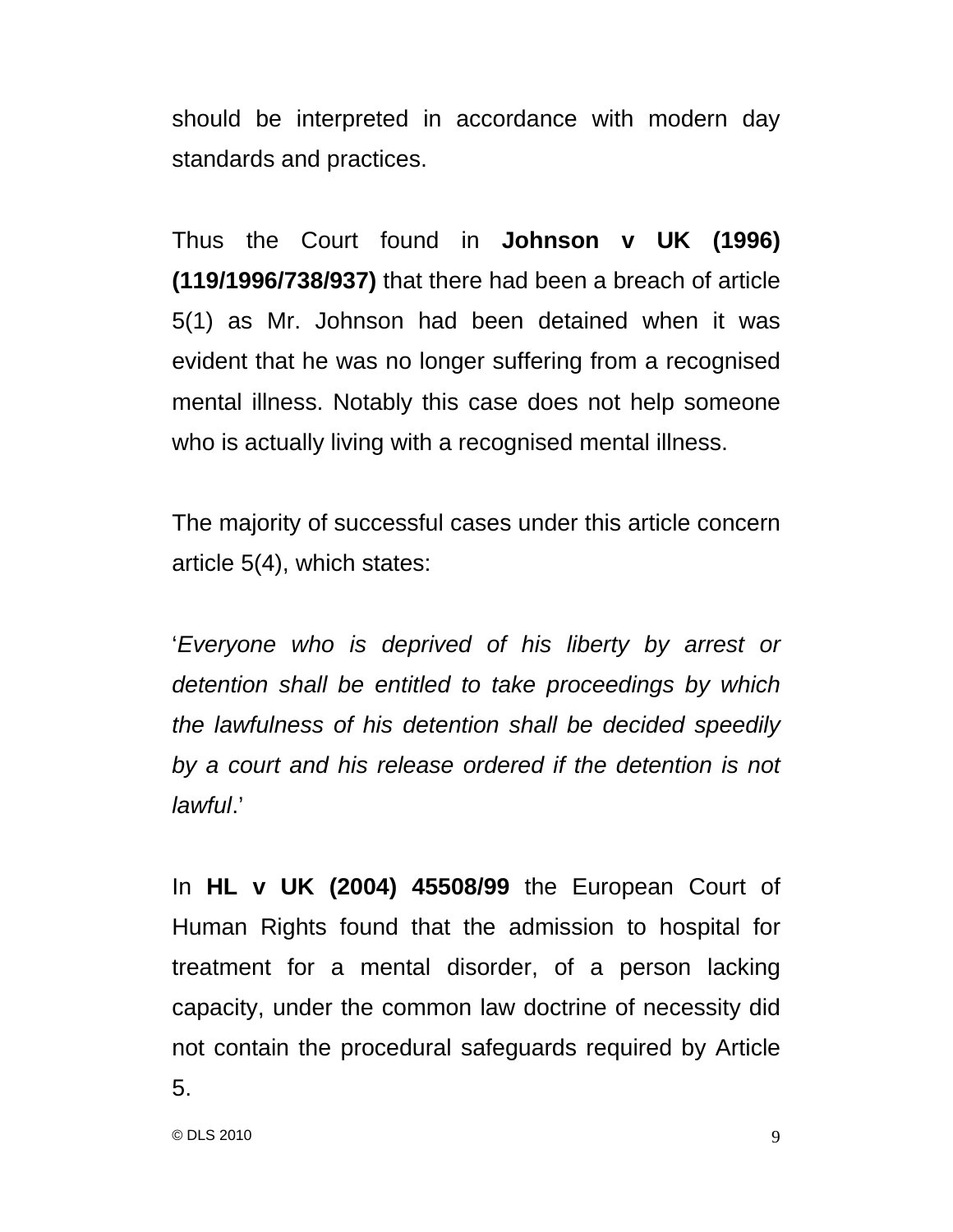should be interpreted in accordance with modern day standards and practices.

Thus the Court found in **Johnson v UK (1996) (119/1996/738/937)** that there had been a breach of article 5(1) as Mr. Johnson had been detained when it was evident that he was no longer suffering from a recognised mental illness. Notably this case does not help someone who is actually living with a recognised mental illness.

The majority of successful cases under this article concern article 5(4), which states:

'*Everyone who is deprived of his liberty by arrest or detention shall be entitled to take proceedings by which the lawfulness of his detention shall be decided speedily by a court and his release ordered if the detention is not lawful*.'

In **HL v UK (2004) 45508/99** the European Court of Human Rights found that the admission to hospital for treatment for a mental disorder, of a person lacking capacity, under the common law doctrine of necessity did not contain the procedural safeguards required by Article 5.

© DLS 2010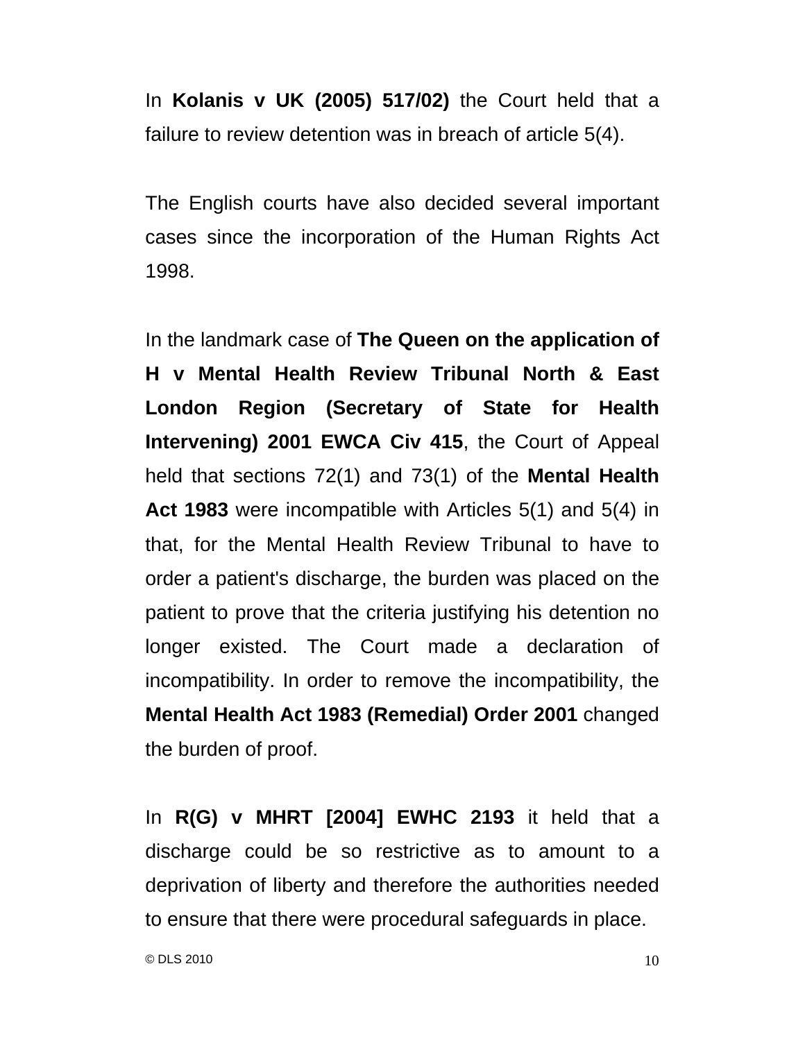In **Kolanis v UK (2005) 517/02)** the Court held that a failure to review detention was in breach of article 5(4).

The English courts have also decided several important cases since the incorporation of the Human Rights Act 1998.

In the landmark case of **The Queen on the application of H v Mental Health Review Tribunal North & East London Region (Secretary of State for Health Intervening) 2001 EWCA Civ 415**, the Court of Appeal held that sections 72(1) and 73(1) of the **Mental Health Act 1983** were incompatible with Articles 5(1) and 5(4) in that, for the Mental Health Review Tribunal to have to order a patient's discharge, the burden was placed on the patient to prove that the criteria justifying his detention no longer existed. The Court made a declaration of incompatibility. In order to remove the incompatibility, the **Mental Health Act 1983 (Remedial) Order 2001** changed the burden of proof.

In **R(G) v MHRT [2004] EWHC 2193** it held that a discharge could be so restrictive as to amount to a deprivation of liberty and therefore the authorities needed to ensure that there were procedural safeguards in place.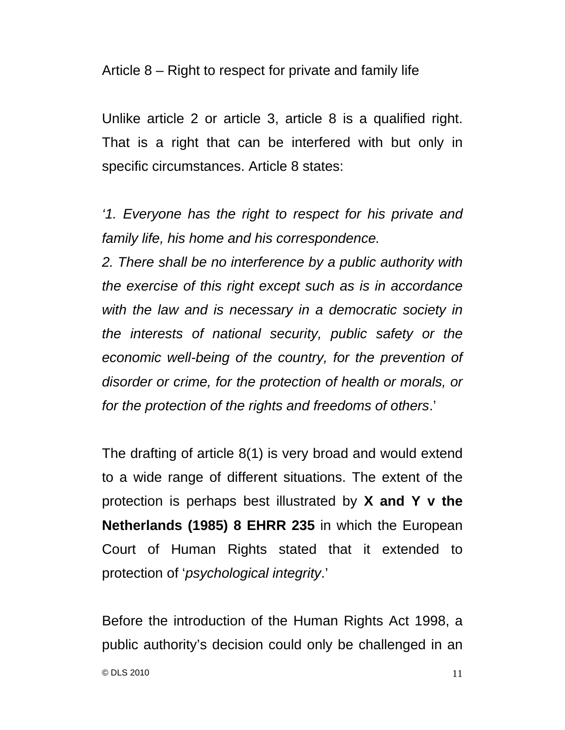Article 8 – Right to respect for private and family life

Unlike article 2 or article 3, article 8 is a qualified right. That is a right that can be interfered with but only in specific circumstances. Article 8 states:

‘*1. Everyone has the right to respect for his private and family life, his home and his correspondence.*
*2. There shall be no interference by a public authority with the exercise of this right except such as is in accordance with the law and is necessary in a democratic society in the interests of national security, public safety or the economic well-being of the country, for the prevention of disorder or crime, for the protection of health or morals, or for the protection of the rights and freedoms of others*.’

The drafting of article 8(1) is very broad and would extend to a wide range of different situations. The extent of the protection is perhaps best illustrated by **X and Y v the Netherlands (1985) 8 EHRR 235** in which the European Court of Human Rights stated that it extended to protection of ‘*psychological integrity*.’

Before the introduction of the Human Rights Act 1998, a public authority’s decision could only be challenged in an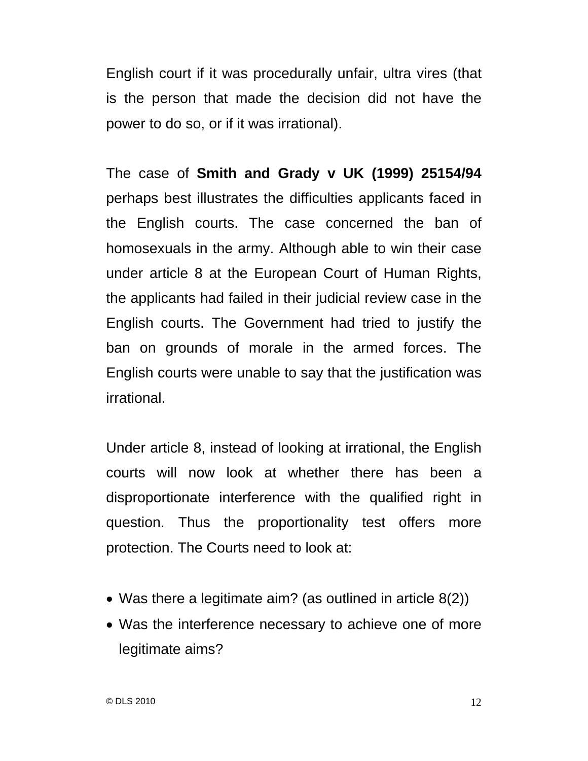English court if it was procedurally unfair, ultra vires (that is the person that made the decision did not have the power to do so, or if it was irrational).

The case of **Smith and Grady v UK (1999) 25154/94** perhaps best illustrates the difficulties applicants faced in the English courts. The case concerned the ban of homosexuals in the army. Although able to win their case under article 8 at the European Court of Human Rights, the applicants had failed in their judicial review case in the English courts. The Government had tried to justify the ban on grounds of morale in the armed forces. The English courts were unable to say that the justification was irrational.

Under article 8, instead of looking at irrational, the English courts will now look at whether there has been a disproportionate interference with the qualified right in question. Thus the proportionality test offers more protection. The Courts need to look at:

- Was there a legitimate aim? (as outlined in article 8(2))
- Was the interference necessary to achieve one of more legitimate aims?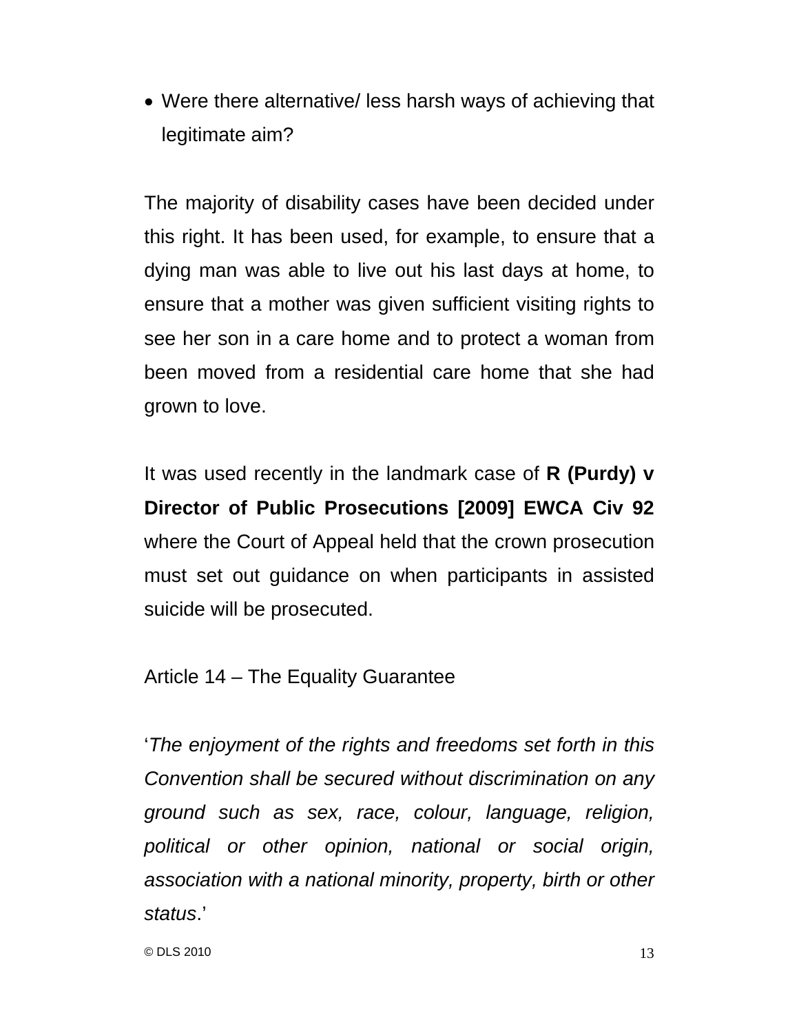- Were there alternative/ less harsh ways of achieving that legitimate aim?

The majority of disability cases have been decided under this right. It has been used, for example, to ensure that a dying man was able to live out his last days at home, to ensure that a mother was given sufficient visiting rights to see her son in a care home and to protect a woman from been moved from a residential care home that she had grown to love.

It was used recently in the landmark case of **R (Purdy) v Director of Public Prosecutions [2009] EWCA Civ 92** where the Court of Appeal held that the crown prosecution must set out guidance on when participants in assisted suicide will be prosecuted.

Article 14 – The Equality Guarantee

'*The enjoyment of the rights and freedoms set forth in this Convention shall be secured without discrimination on any ground such as sex, race, colour, language, religion, political or other opinion, national or social origin, association with a national minority, property, birth or other status*.'

© DLS 2010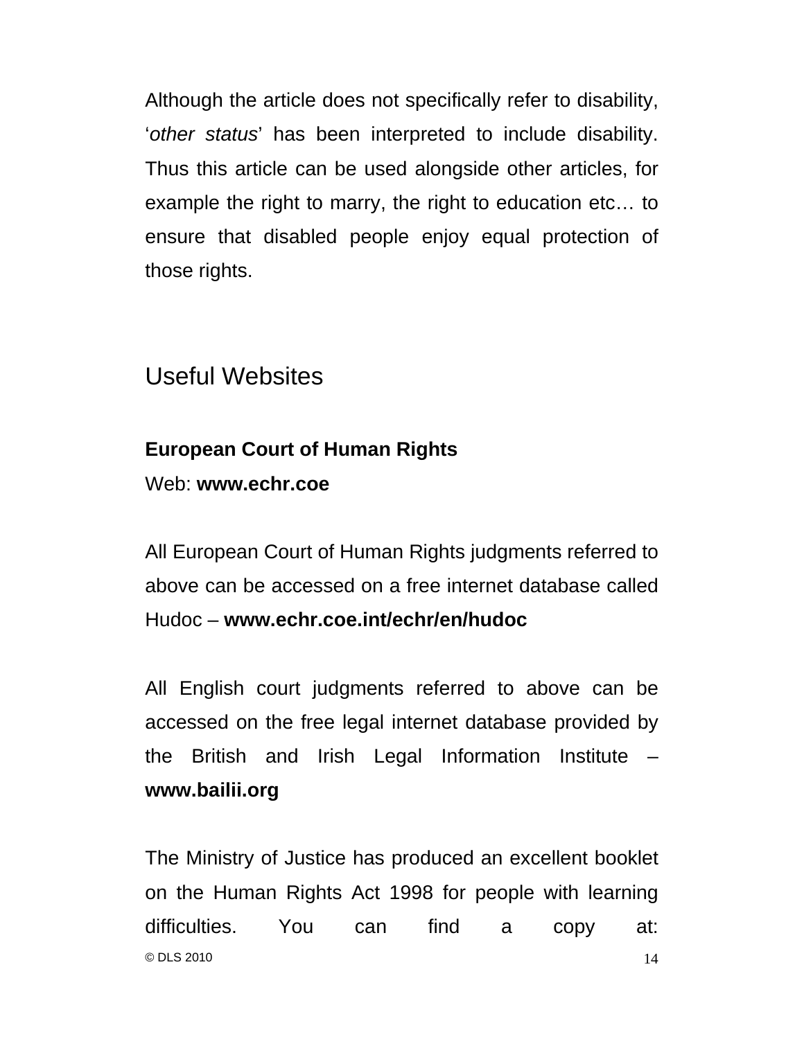Although the article does not specifically refer to disability, '*other status*' has been interpreted to include disability. Thus this article can be used alongside other articles, for example the right to marry, the right to education etc… to ensure that disabled people enjoy equal protection of those rights.

## Useful Websites

**European Court of Human Rights**
Web: **www.echr.coe**

All European Court of Human Rights judgments referred to above can be accessed on a free internet database called Hudoc – **www.echr.coe.int/echr/en/hudoc**

All English court judgments referred to above can be accessed on the free legal internet database provided by the British and Irish Legal Information Institute – **www.bailii.org**

The Ministry of Justice has produced an excellent booklet on the Human Rights Act 1998 for people with learning difficulties. You can find a copy at:

© DLS 2010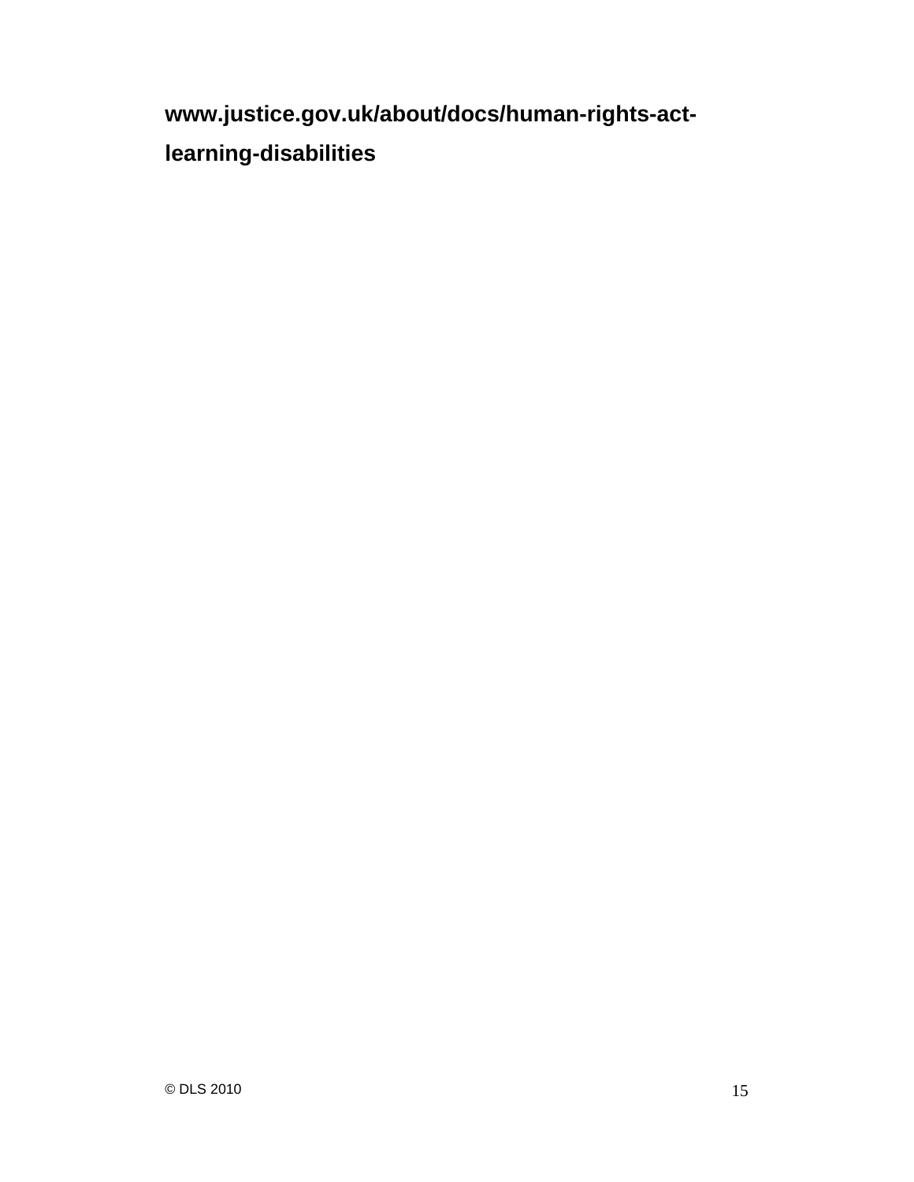**www.justice.gov.uk/about/docs/human-rights-act-learning-disabilities**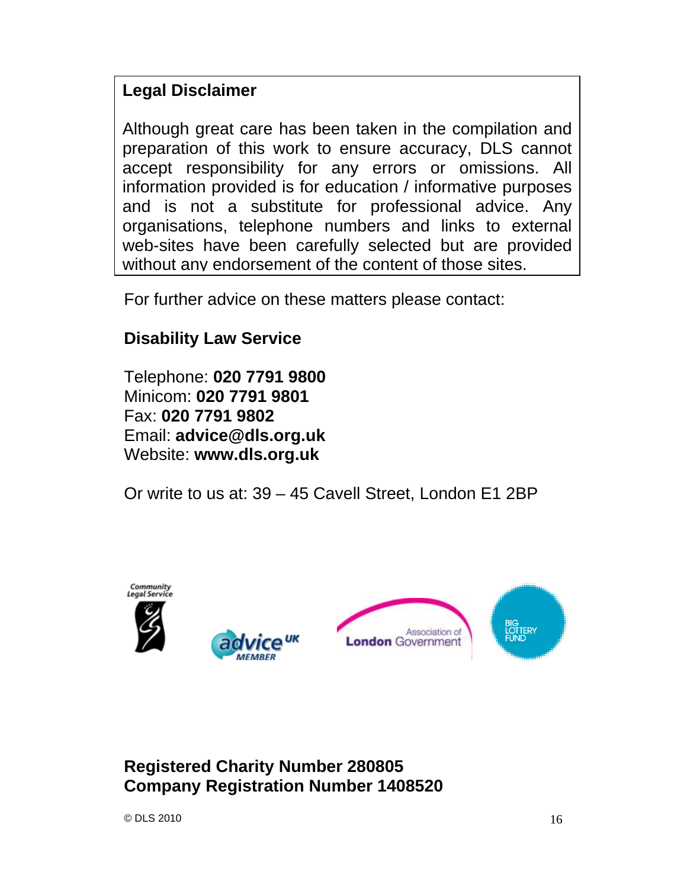**Legal Disclaimer**

Although great care has been taken in the compilation and preparation of this work to ensure accuracy, DLS cannot accept responsibility for any errors or omissions. All information provided is for education / informative purposes and is not a substitute for professional advice. Any organisations, telephone numbers and links to external web-sites have been carefully selected but are provided without any endorsement of the content of those sites.

For further advice on these matters please contact:

**Disability Law Service**

Telephone: **020 7791 9800**
Minicom: **020 7791 9801**
Fax: **020 7791 9802**
Email: **advice@dls.org.uk**
Website: **www.dls.org.uk**

Or write to us at: 39 – 45 Cavell Street, London E1 2BP

Community Legal Service

advice UK MEMBER

Association of London Government

BIG LOTTERY FUND

**Registered Charity Number 280805**
**Company Registration Number 1408520**

© DLS 2010